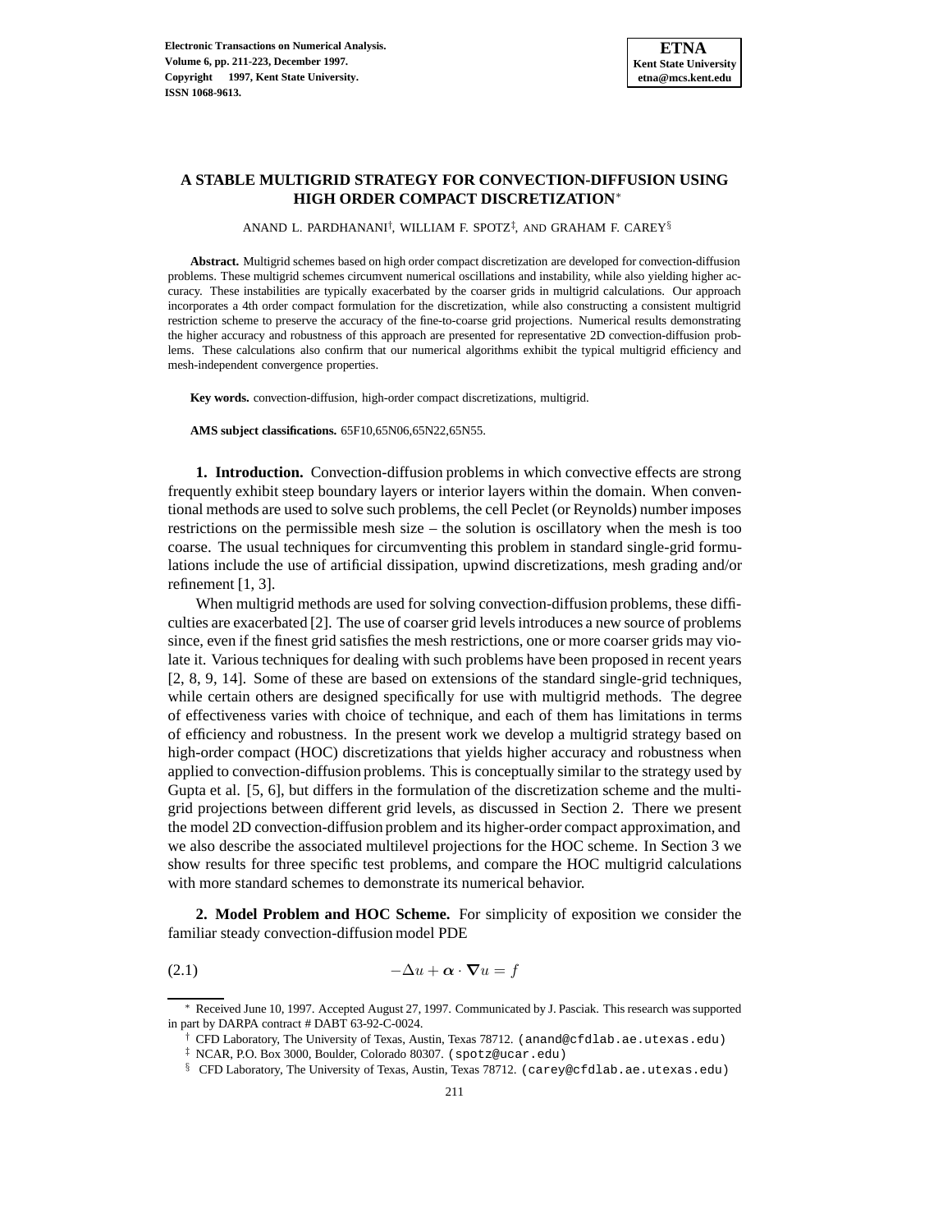# A STABLE MULTIGRID STRATEGY FOR CONVECTION-DIFFUSION USING HIGH ORDER COMPACT DISCRETIZATION*

ANAND L. PARDHANANI[†], WILLIAM F. SPOTZ[‡], AND GRAHAM F. CAREY[§]

**Abstract.** Multigrid schemes based on high order compact discretization are developed for convection-diffusion problems. These multigrid schemes circumvent numerical oscillations and instability, while also yielding higher accuracy. These instabilities are typically exacerbated by the coarser grids in multigrid calculations. Our approach incorporates a 4th order compact formulation for the discretization, while also constructing a consistent multigrid restriction scheme to preserve the accuracy of the fine-to-coarse grid projections. Numerical results demonstrating the higher accuracy and robustness of this approach are presented for representative 2D convection-diffusion problems. These calculations also confirm that our numerical algorithms exhibit the typical multigrid efficiency and mesh-independent convergence properties.

**Key words.** convection-diffusion, high-order compact discretizations, multigrid.

**AMS subject classifications.** 65F10,65N06,65N22,65N55.

## 1. Introduction.

Convection-diffusion problems in which convective effects are strong frequently exhibit steep boundary layers or interior layers within the domain. When conventional methods are used to solve such problems, the cell Peclet (or Reynolds) number imposes restrictions on the permissible mesh size – the solution is oscillatory when the mesh is too coarse. The usual techniques for circumventing this problem in standard single-grid formulations include the use of artificial dissipation, upwind discretizations, mesh grading and/or refinement [1, 3].

When multigrid methods are used for solving convection-diffusion problems, these difficulties are exacerbated [2]. The use of coarser grid levels introduces a new source of problems since, even if the finest grid satisfies the mesh restrictions, one or more coarser grids may violate it. Various techniques for dealing with such problems have been proposed in recent years [2, 8, 9, 14]. Some of these are based on extensions of the standard single-grid techniques, while certain others are designed specifically for use with multigrid methods. The degree of effectiveness varies with choice of technique, and each of them has limitations in terms of efficiency and robustness. In the present work we develop a multigrid strategy based on high-order compact (HOC) discretizations that yields higher accuracy and robustness when applied to convection-diffusion problems. This is conceptually similar to the strategy used by Gupta et al. [5, 6], but differs in the formulation of the discretization scheme and the multigrid projections between different grid levels, as discussed in Section 2. There we present the model 2D convection-diffusion problem and its higher-order compact approximation, and we also describe the associated multilevel projections for the HOC scheme. In Section 3 we show results for three specific test problems, and compare the HOC multigrid calculations with more standard schemes to demonstrate its numerical behavior.

## 2. Model Problem and HOC Scheme.

For simplicity of exposition we consider the familiar steady convection-diffusion model PDE

$$-\Delta u + \boldsymbol{\alpha} \cdot \boldsymbol{\nabla} u = f \tag{2.1}$$

---

* Received June 10, 1997. Accepted August 27, 1997. Communicated by J. Pasciak. This research was supported in part by DARPA contract # DABT 63-92-C-0024.

† CFD Laboratory, The University of Texas, Austin, Texas 78712. (anand@cfdlab.ae.utexas.edu)

‡ NCAR, P.O. Box 3000, Boulder, Colorado 80307. (spotz@ucar.edu)

§ CFD Laboratory, The University of Texas, Austin, Texas 78712. (carey@cfdlab.ae.utexas.edu)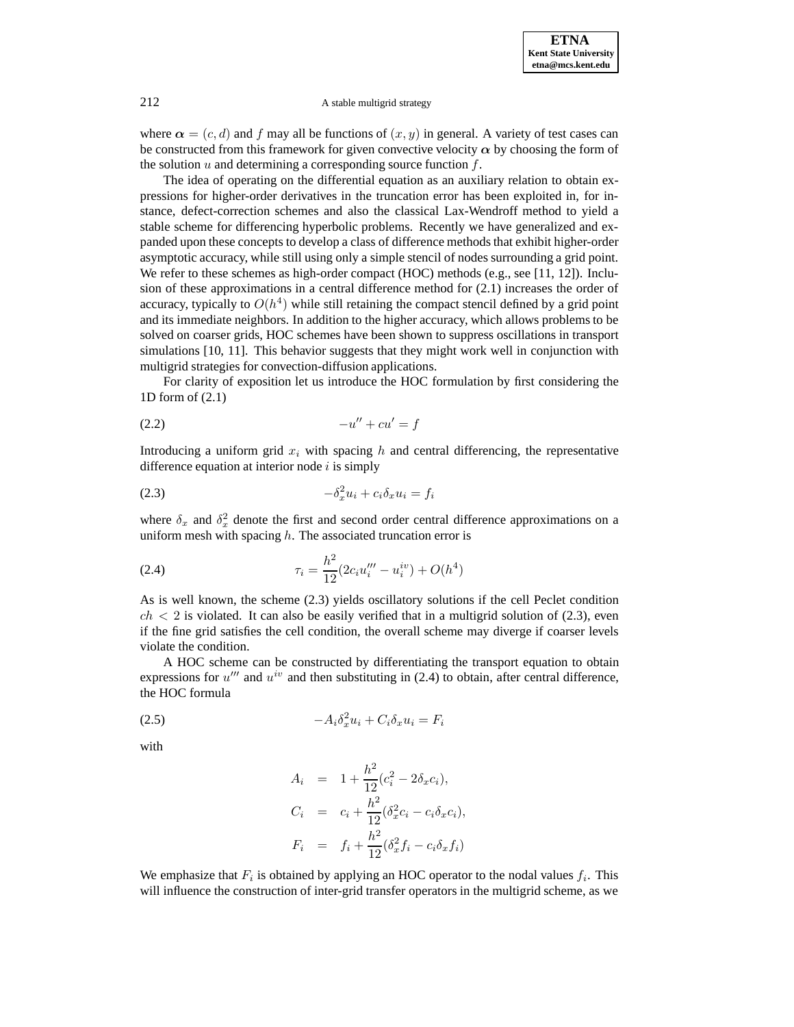where $\boldsymbol{\alpha} = (c, d)$ and $f$ may all be functions of $(x, y)$ in general. A variety of test cases can be constructed from this framework for given convective velocity $\boldsymbol{\alpha}$ by choosing the form of the solution $u$ and determining a corresponding source function $f$.

The idea of operating on the differential equation as an auxiliary relation to obtain expressions for higher-order derivatives in the truncation error has been exploited in, for instance, defect-correction schemes and also the classical Lax-Wendroff method to yield a stable scheme for differencing hyperbolic problems. Recently we have generalized and expanded upon these concepts to develop a class of difference methods that exhibit higher-order asymptotic accuracy, while still using only a simple stencil of nodes surrounding a grid point. We refer to these schemes as high-order compact (HOC) methods (e.g., see [11, 12]). Inclusion of these approximations in a central difference method for (2.1) increases the order of accuracy, typically to $O(h^4)$ while still retaining the compact stencil defined by a grid point and its immediate neighbors. In addition to the higher accuracy, which allows problems to be solved on coarser grids, HOC schemes have been shown to suppress oscillations in transport simulations [10, 11]. This behavior suggests that they might work well in conjunction with multigrid strategies for convection-diffusion applications.

For clarity of exposition let us introduce the HOC formulation by first considering the 1D form of (2.1)

$$-u'' + cu' = f \tag{2.2}$$

Introducing a uniform grid $x_i$ with spacing $h$ and central differencing, the representative difference equation at interior node $i$ is simply

$$-\delta_x^2 u_i + c_i \delta_x u_i = f_i \tag{2.3}$$

where $\delta_x$ and $\delta_x^2$ denote the first and second order central difference approximations on a uniform mesh with spacing $h$. The associated truncation error is

$$\tau_i = \frac{h^2}{12}(2c_i u_i''' - u_i^{iv}) + O(h^4) \tag{2.4}$$

As is well known, the scheme (2.3) yields oscillatory solutions if the cell Peclet condition $ch < 2$ is violated. It can also be easily verified that in a multigrid solution of (2.3), even if the fine grid satisfies the cell condition, the overall scheme may diverge if coarser levels violate the condition.

A HOC scheme can be constructed by differentiating the transport equation to obtain expressions for $u'''$ and $u^{iv}$ and then substituting in (2.4) to obtain, after central difference, the HOC formula

$$-A_i \delta_x^2 u_i + C_i \delta_x u_i = F_i \tag{2.5}$$

with

$$\begin{aligned}
A_i &= 1 + \frac{h^2}{12}(c_i^2 - 2\delta_x c_i), \\
C_i &= c_i + \frac{h^2}{12}(\delta_x^2 c_i - c_i \delta_x c_i), \\
F_i &= f_i + \frac{h^2}{12}(\delta_x^2 f_i - c_i \delta_x f_i)
\end{aligned}$$

We emphasize that $F_i$ is obtained by applying an HOC operator to the nodal values $f_i$. This will influence the construction of inter-grid transfer operators in the multigrid scheme, as we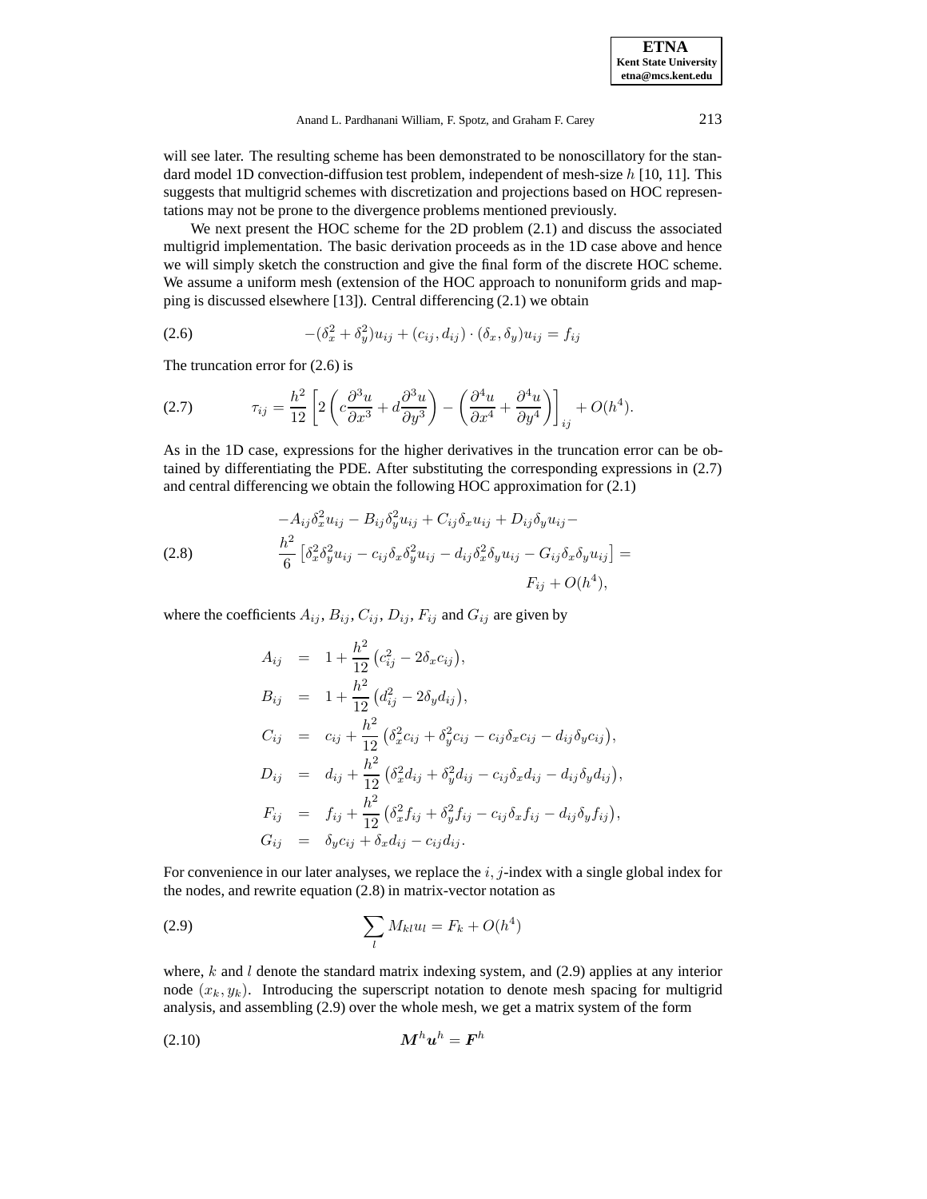will see later. The resulting scheme has been demonstrated to be nonoscillatory for the standard model 1D convection-diffusion test problem, independent of mesh-size $h$ [10, 11]. This suggests that multigrid schemes with discretization and projections based on HOC representations may not be prone to the divergence problems mentioned previously.

We next present the HOC scheme for the 2D problem (2.1) and discuss the associated multigrid implementation. The basic derivation proceeds as in the 1D case above and hence we will simply sketch the construction and give the final form of the discrete HOC scheme. We assume a uniform mesh (extension of the HOC approach to nonuniform grids and mapping is discussed elsewhere [13]). Central differencing (2.1) we obtain

$$-(\delta_x^2 + \delta_y^2)u_{ij} + (c_{ij}, d_{ij}) \cdot (\delta_x, \delta_y)u_{ij} = f_{ij} \tag{2.6}$$

The truncation error for (2.6) is

$$\tau_{ij} = \frac{h^2}{12}\left[2\left(c\frac{\partial^3 u}{\partial x^3} + d\frac{\partial^3 u}{\partial y^3}\right) - \left(\frac{\partial^4 u}{\partial x^4} + \frac{\partial^4 u}{\partial y^4}\right)\right]_{ij} + O(h^4). \tag{2.7}$$

As in the 1D case, expressions for the higher derivatives in the truncation error can be obtained by differentiating the PDE. After substituting the corresponding expressions in (2.7) and central differencing we obtain the following HOC approximation for (2.1)

$$\begin{aligned}
&-A_{ij}\delta_x^2 u_{ij} - B_{ij}\delta_y^2 u_{ij} + C_{ij}\delta_x u_{ij} + D_{ij}\delta_y u_{ij} - \\
&\frac{h^2}{6}\left[\delta_x^2\delta_y^2 u_{ij} - c_{ij}\delta_x\delta_y^2 u_{ij} - d_{ij}\delta_x^2\delta_y u_{ij} - G_{ij}\delta_x\delta_y u_{ij}\right] = \\
&\qquad\qquad\qquad\qquad\qquad\qquad F_{ij} + O(h^4),
\end{aligned} \tag{2.8}$$

where the coefficients $A_{ij}$, $B_{ij}$, $C_{ij}$, $D_{ij}$, $F_{ij}$ and $G_{ij}$ are given by

$$\begin{aligned}
A_{ij} &= 1 + \frac{h^2}{12}\left(c_{ij}^2 - 2\delta_x c_{ij}\right), \\
B_{ij} &= 1 + \frac{h^2}{12}\left(d_{ij}^2 - 2\delta_y d_{ij}\right), \\
C_{ij} &= c_{ij} + \frac{h^2}{12}\left(\delta_x^2 c_{ij} + \delta_y^2 c_{ij} - c_{ij}\delta_x c_{ij} - d_{ij}\delta_y c_{ij}\right), \\
D_{ij} &= d_{ij} + \frac{h^2}{12}\left(\delta_x^2 d_{ij} + \delta_y^2 d_{ij} - c_{ij}\delta_x d_{ij} - d_{ij}\delta_y d_{ij}\right), \\
F_{ij} &= f_{ij} + \frac{h^2}{12}\left(\delta_x^2 f_{ij} + \delta_y^2 f_{ij} - c_{ij}\delta_x f_{ij} - d_{ij}\delta_y f_{ij}\right), \\
G_{ij} &= \delta_y c_{ij} + \delta_x d_{ij} - c_{ij}d_{ij}.
\end{aligned}$$

For convenience in our later analyses, we replace the $i, j$-index with a single global index for the nodes, and rewrite equation (2.8) in matrix-vector notation as

$$\sum_l M_{kl}u_l = F_k + O(h^4) \tag{2.9}$$

where, $k$ and $l$ denote the standard matrix indexing system, and (2.9) applies at any interior node $(x_k, y_k)$. Introducing the superscript notation to denote mesh spacing for multigrid analysis, and assembling (2.9) over the whole mesh, we get a matrix system of the form

$$\boldsymbol{M}^h\boldsymbol{u}^h = \boldsymbol{F}^h \tag{2.10}$$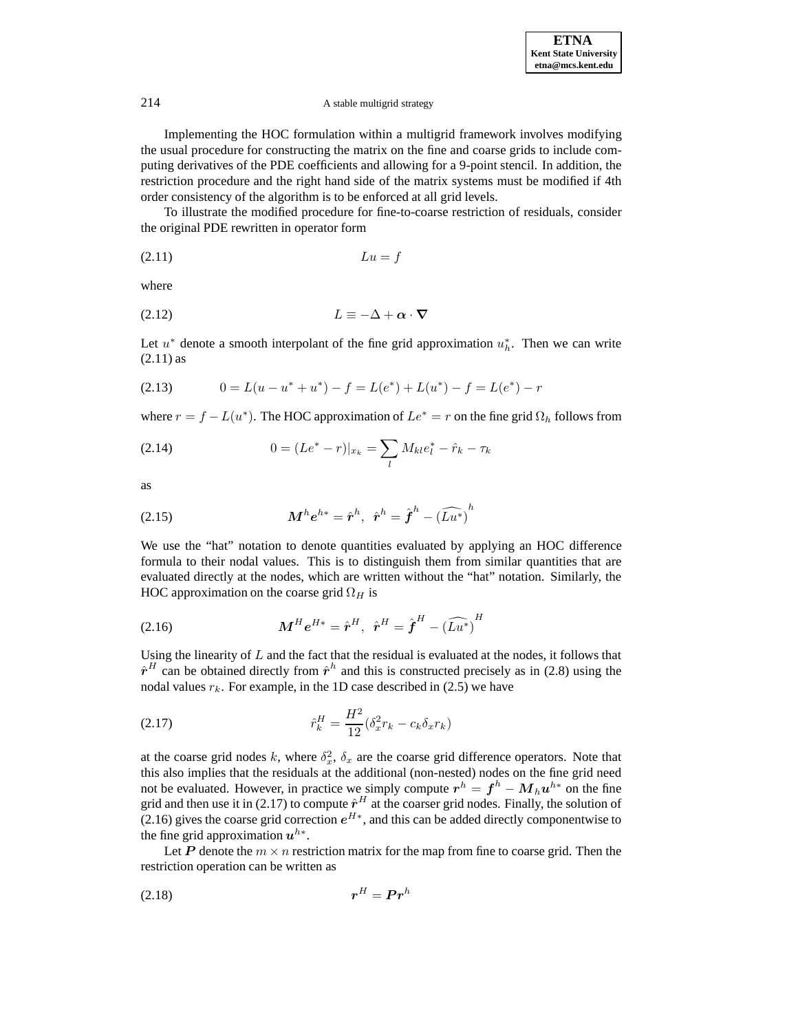Implementing the HOC formulation within a multigrid framework involves modifying the usual procedure for constructing the matrix on the fine and coarse grids to include computing derivatives of the PDE coefficients and allowing for a 9-point stencil. In addition, the restriction procedure and the right hand side of the matrix systems must be modified if 4th order consistency of the algorithm is to be enforced at all grid levels.

To illustrate the modified procedure for fine-to-coarse restriction of residuals, consider the original PDE rewritten in operator form

$$Lu = f \tag{2.11}$$

where

$$L \equiv -\Delta + \boldsymbol{\alpha} \cdot \boldsymbol{\nabla} \tag{2.12}$$

Let $u^*$ denote a smooth interpolant of the fine grid approximation $u_h^*$. Then we can write (2.11) as

$$0 = L(u - u^* + u^*) - f = L(e^*) + L(u^*) - f = L(e^*) - r \tag{2.13}$$

where $r = f - L(u^*)$. The HOC approximation of $Le^* = r$ on the fine grid $\Omega_h$ follows from

$$0 = (Le^* - r)|_{x_k} = \sum_l M_{kl} e_l^* - \hat{r}_k - \tau_k \tag{2.14}$$

as

$$\boldsymbol{M}^h \boldsymbol{e}^{h*} = \hat{\boldsymbol{r}}^h, \;\; \hat{\boldsymbol{r}}^h = \hat{\boldsymbol{f}}^h - \widehat{(Lu^*)}^h \tag{2.15}$$

We use the "hat" notation to denote quantities evaluated by applying an HOC difference formula to their nodal values. This is to distinguish them from similar quantities that are evaluated directly at the nodes, which are written without the "hat" notation. Similarly, the HOC approximation on the coarse grid $\Omega_H$ is

$$\boldsymbol{M}^H \boldsymbol{e}^{H*} = \hat{\boldsymbol{r}}^H, \;\; \hat{\boldsymbol{r}}^H = \hat{\boldsymbol{f}}^H - \widehat{(Lu^*)}^H \tag{2.16}$$

Using the linearity of $L$ and the fact that the residual is evaluated at the nodes, it follows that $\hat{\boldsymbol{r}}^H$ can be obtained directly from $\hat{\boldsymbol{r}}^h$ and this is constructed precisely as in (2.8) using the nodal values $r_k$. For example, in the 1D case described in (2.5) we have

$$\hat{r}_k^H = \frac{H^2}{12}(\delta_x^2 r_k - c_k \delta_x r_k) \tag{2.17}$$

at the coarse grid nodes $k$, where $\delta_x^2$, $\delta_x$ are the coarse grid difference operators. Note that this also implies that the residuals at the additional (non-nested) nodes on the fine grid need not be evaluated. However, in practice we simply compute $\boldsymbol{r}^h = \boldsymbol{f}^h - \boldsymbol{M}_h \boldsymbol{u}^{h*}$ on the fine grid and then use it in (2.17) to compute $\hat{\boldsymbol{r}}^H$ at the coarser grid nodes. Finally, the solution of (2.16) gives the coarse grid correction $\boldsymbol{e}^{H*}$, and this can be added directly componentwise to the fine grid approximation $\boldsymbol{u}^{h*}$.

Let $\boldsymbol{P}$ denote the $m \times n$ restriction matrix for the map from fine to coarse grid. Then the restriction operation can be written as

$$\boldsymbol{r}^H = \boldsymbol{P}\boldsymbol{r}^h \tag{2.18}$$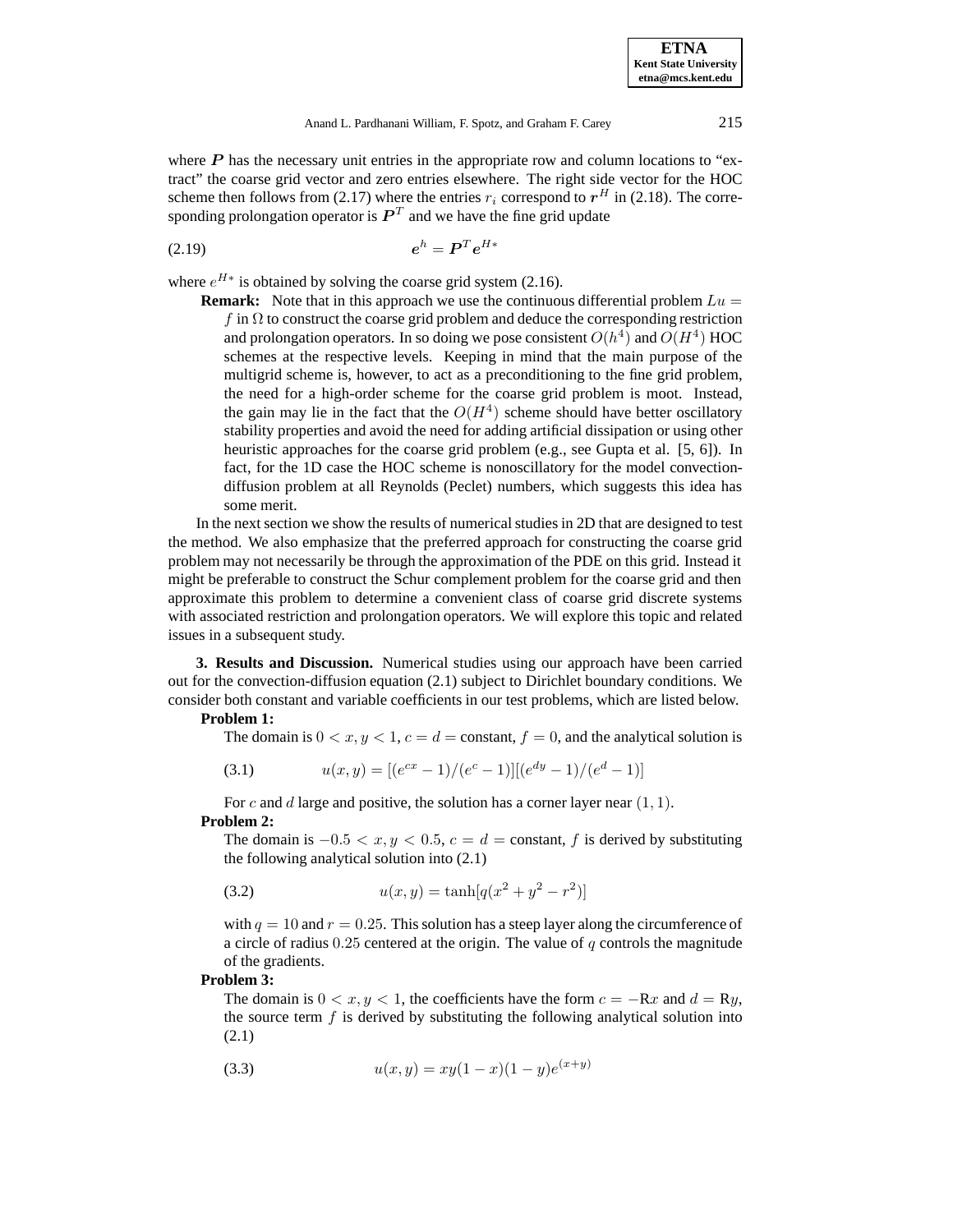where $\boldsymbol{P}$ has the necessary unit entries in the appropriate row and column locations to "extract" the coarse grid vector and zero entries elsewhere. The right side vector for the HOC scheme then follows from (2.17) where the entries $r_i$ correspond to $\boldsymbol{r}^H$ in (2.18). The corresponding prolongation operator is $\boldsymbol{P}^T$ and we have the fine grid update

$$\boldsymbol{e}^h = \boldsymbol{P}^T \boldsymbol{e}^{H*} \tag{2.19}$$

where $e^{H*}$ is obtained by solving the coarse grid system (2.16).

**Remark:** Note that in this approach we use the continuous differential problem $Lu = f$ in $\Omega$ to construct the coarse grid problem and deduce the corresponding restriction and prolongation operators. In so doing we pose consistent $O(h^4)$ and $O(H^4)$ HOC schemes at the respective levels. Keeping in mind that the main purpose of the multigrid scheme is, however, to act as a preconditioning to the fine grid problem, the need for a high-order scheme for the coarse grid problem is moot. Instead, the gain may lie in the fact that the $O(H^4)$ scheme should have better oscillatory stability properties and avoid the need for adding artificial dissipation or using other heuristic approaches for the coarse grid problem (e.g., see Gupta et al. [5, 6]). In fact, for the 1D case the HOC scheme is nonoscillatory for the model convection-diffusion problem at all Reynolds (Peclet) numbers, which suggests this idea has some merit.

In the next section we show the results of numerical studies in 2D that are designed to test the method. We also emphasize that the preferred approach for constructing the coarse grid problem may not necessarily be through the approximation of the PDE on this grid. Instead it might be preferable to construct the Schur complement problem for the coarse grid and then approximate this problem to determine a convenient class of coarse grid discrete systems with associated restriction and prolongation operators. We will explore this topic and related issues in a subsequent study.

**3. Results and Discussion.** Numerical studies using our approach have been carried out for the convection-diffusion equation (2.1) subject to Dirichlet boundary conditions. We consider both constant and variable coefficients in our test problems, which are listed below.

**Problem 1:**

The domain is $0 < x, y < 1$, $c = d =$ constant, $f = 0$, and the analytical solution is

$$u(x, y) = [(e^{cx} - 1)/(e^c - 1)][(e^{dy} - 1)/(e^d - 1)] \tag{3.1}$$

For $c$ and $d$ large and positive, the solution has a corner layer near $(1, 1)$.

**Problem 2:**

The domain is $-0.5 < x, y < 0.5$, $c = d =$ constant, $f$ is derived by substituting the following analytical solution into (2.1)

$$u(x, y) = \tanh[q(x^2 + y^2 - r^2)] \tag{3.2}$$

with $q = 10$ and $r = 0.25$. This solution has a steep layer along the circumference of a circle of radius $0.25$ centered at the origin. The value of $q$ controls the magnitude of the gradients.

**Problem 3:**

The domain is $0 < x, y < 1$, the coefficients have the form $c = -\mathrm{R}x$ and $d = \mathrm{R}y$, the source term $f$ is derived by substituting the following analytical solution into (2.1)

$$u(x, y) = xy(1 - x)(1 - y)e^{(x+y)} \tag{3.3}$$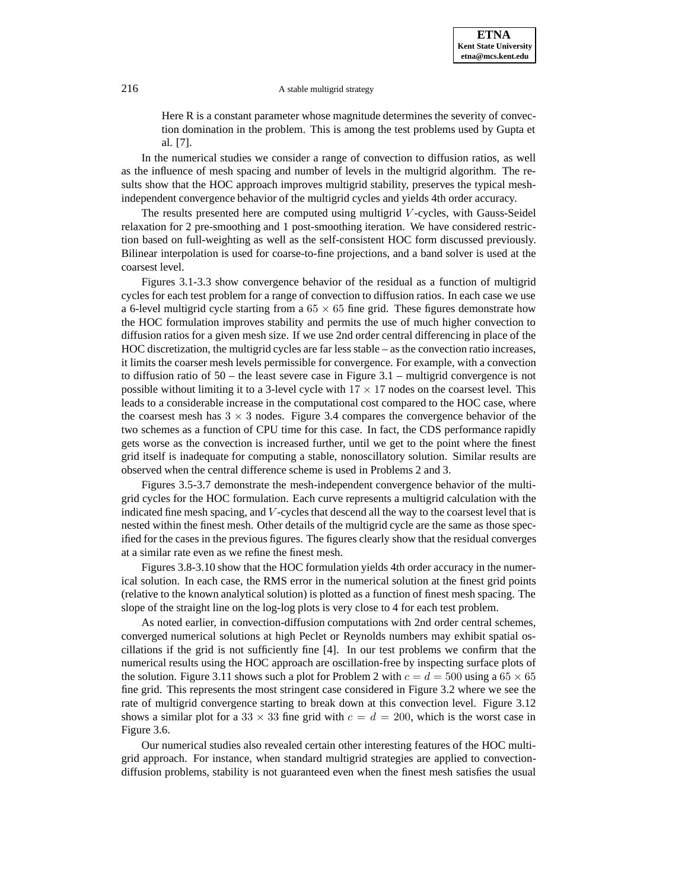Here R is a constant parameter whose magnitude determines the severity of convection domination in the problem. This is among the test problems used by Gupta et al. [7].

In the numerical studies we consider a range of convection to diffusion ratios, as well as the influence of mesh spacing and number of levels in the multigrid algorithm. The results show that the HOC approach improves multigrid stability, preserves the typical mesh-independent convergence behavior of the multigrid cycles and yields 4th order accuracy.

The results presented here are computed using multigrid $V$-cycles, with Gauss-Seidel relaxation for 2 pre-smoothing and 1 post-smoothing iteration. We have considered restriction based on full-weighting as well as the self-consistent HOC form discussed previously. Bilinear interpolation is used for coarse-to-fine projections, and a band solver is used at the coarsest level.

Figures 3.1-3.3 show convergence behavior of the residual as a function of multigrid cycles for each test problem for a range of convection to diffusion ratios. In each case we use a 6-level multigrid cycle starting from a $65 \times 65$ fine grid. These figures demonstrate how the HOC formulation improves stability and permits the use of much higher convection to diffusion ratios for a given mesh size. If we use 2nd order central differencing in place of the HOC discretization, the multigrid cycles are far less stable – as the convection ratio increases, it limits the coarser mesh levels permissible for convergence. For example, with a convection to diffusion ratio of 50 – the least severe case in Figure 3.1 – multigrid convergence is not possible without limiting it to a 3-level cycle with $17 \times 17$ nodes on the coarsest level. This leads to a considerable increase in the computational cost compared to the HOC case, where the coarsest mesh has $3 \times 3$ nodes. Figure 3.4 compares the convergence behavior of the two schemes as a function of CPU time for this case. In fact, the CDS performance rapidly gets worse as the convection is increased further, until we get to the point where the finest grid itself is inadequate for computing a stable, nonoscillatory solution. Similar results are observed when the central difference scheme is used in Problems 2 and 3.

Figures 3.5-3.7 demonstrate the mesh-independent convergence behavior of the multigrid cycles for the HOC formulation. Each curve represents a multigrid calculation with the indicated fine mesh spacing, and $V$-cycles that descend all the way to the coarsest level that is nested within the finest mesh. Other details of the multigrid cycle are the same as those specified for the cases in the previous figures. The figures clearly show that the residual converges at a similar rate even as we refine the finest mesh.

Figures 3.8-3.10 show that the HOC formulation yields 4th order accuracy in the numerical solution. In each case, the RMS error in the numerical solution at the finest grid points (relative to the known analytical solution) is plotted as a function of finest mesh spacing. The slope of the straight line on the log-log plots is very close to 4 for each test problem.

As noted earlier, in convection-diffusion computations with 2nd order central schemes, converged numerical solutions at high Peclet or Reynolds numbers may exhibit spatial oscillations if the grid is not sufficiently fine [4]. In our test problems we confirm that the numerical results using the HOC approach are oscillation-free by inspecting surface plots of the solution. Figure 3.11 shows such a plot for Problem 2 with $c = d = 500$ using a $65 \times 65$ fine grid. This represents the most stringent case considered in Figure 3.2 where we see the rate of multigrid convergence starting to break down at this convection level. Figure 3.12 shows a similar plot for a $33 \times 33$ fine grid with $c = d = 200$, which is the worst case in Figure 3.6.

Our numerical studies also revealed certain other interesting features of the HOC multigrid approach. For instance, when standard multigrid strategies are applied to convection-diffusion problems, stability is not guaranteed even when the finest mesh satisfies the usual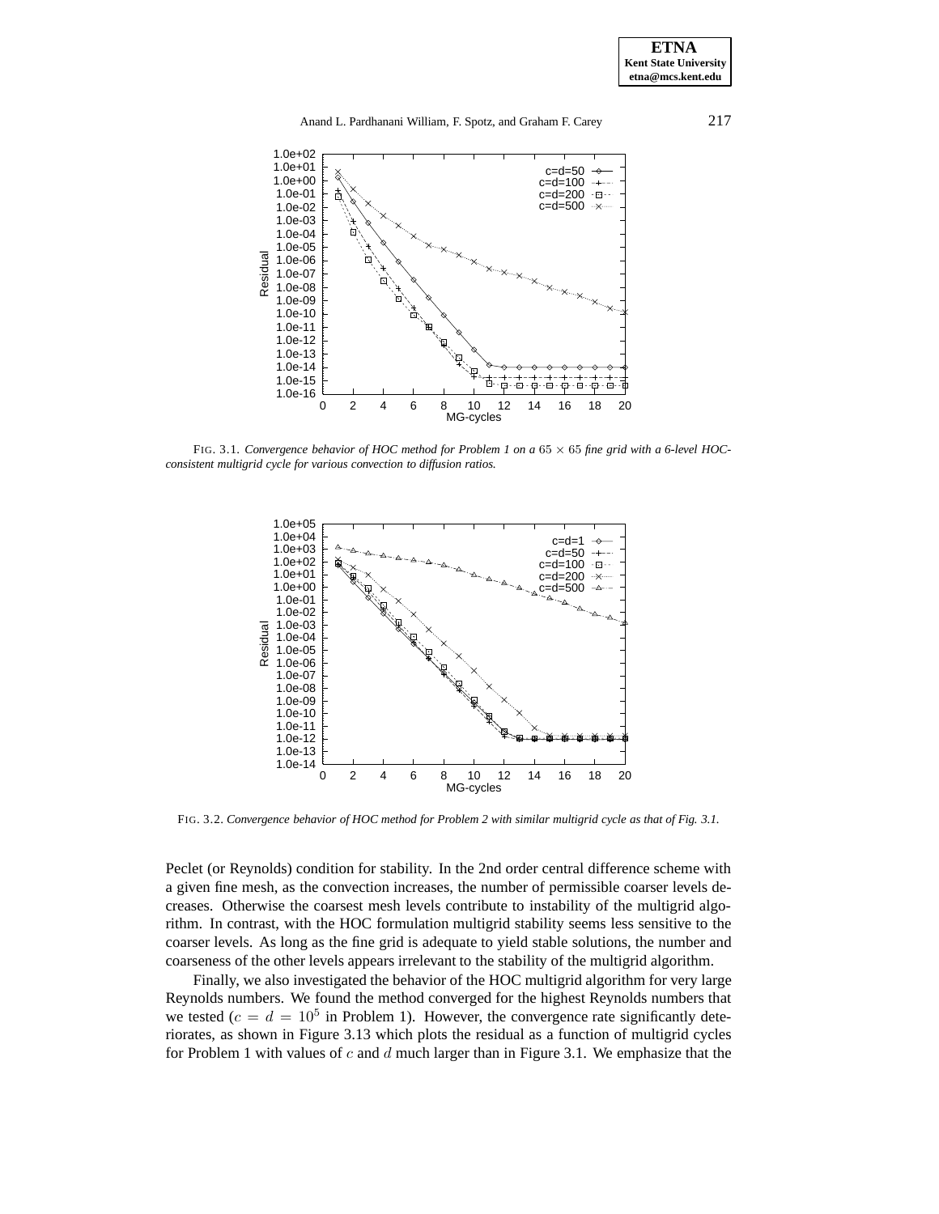FIG. 3.1. *Convergence behavior of HOC method for Problem 1 on a $65 \times 65$ fine grid with a 6-level HOC-consistent multigrid cycle for various convection to diffusion ratios.*

FIG. 3.2. *Convergence behavior of HOC method for Problem 2 with similar multigrid cycle as that of Fig. 3.1.*

Peclet (or Reynolds) condition for stability. In the 2nd order central difference scheme with a given fine mesh, as the convection increases, the number of permissible coarser levels decreases. Otherwise the coarsest mesh levels contribute to instability of the multigrid algorithm. In contrast, with the HOC formulation multigrid stability seems less sensitive to the coarser levels. As long as the fine grid is adequate to yield stable solutions, the number and coarseness of the other levels appears irrelevant to the stability of the multigrid algorithm.

Finally, we also investigated the behavior of the HOC multigrid algorithm for very large Reynolds numbers. We found the method converged for the highest Reynolds numbers that we tested ($c = d = 10^5$ in Problem 1). However, the convergence rate significantly deteriorates, as shown in Figure 3.13 which plots the residual as a function of multigrid cycles for Problem 1 with values of $c$ and $d$ much larger than in Figure 3.1. We emphasize that the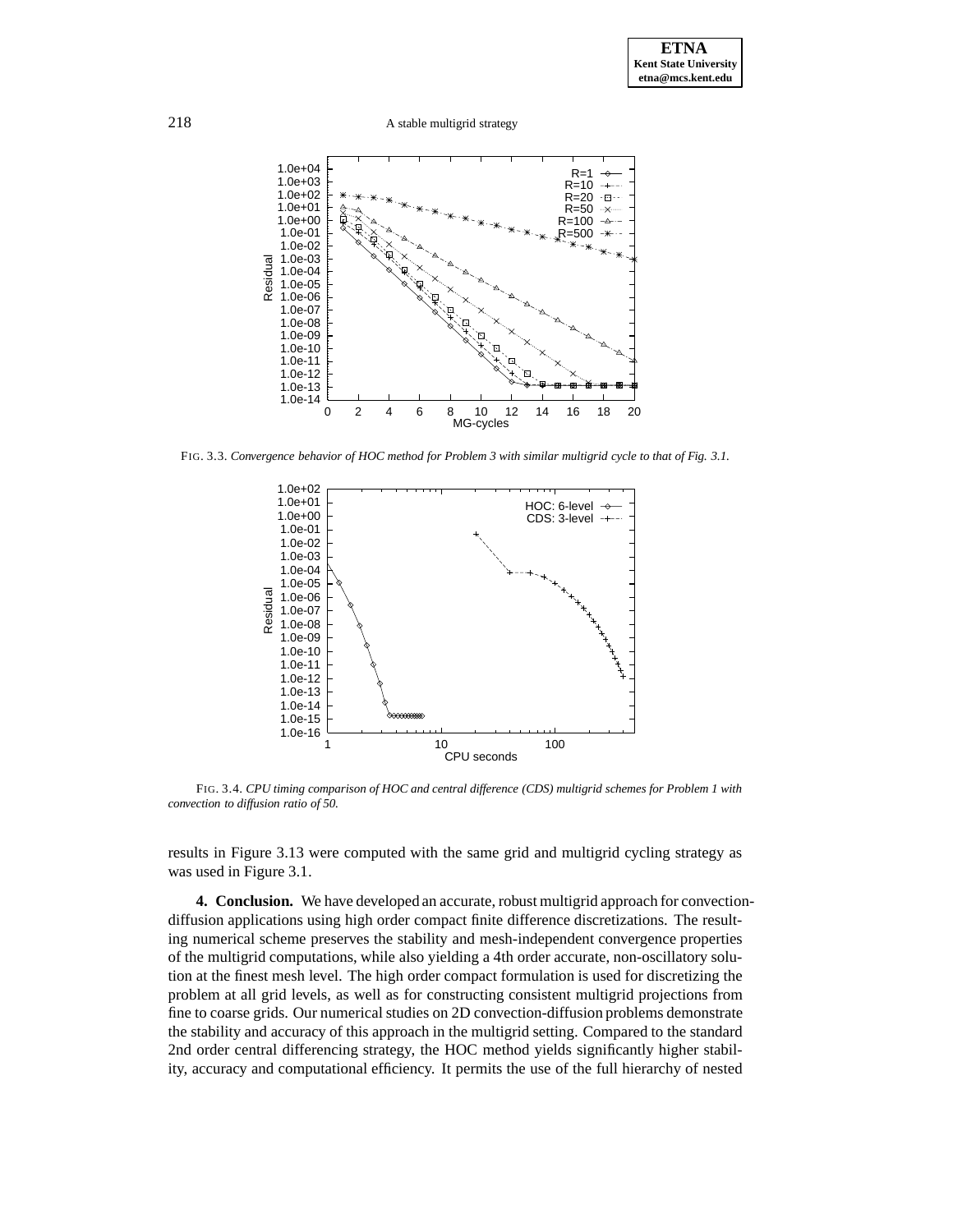FIG. 3.3. *Convergence behavior of HOC method for Problem 3 with similar multigrid cycle to that of Fig. 3.1.*

FIG. 3.4. *CPU timing comparison of HOC and central difference (CDS) multigrid schemes for Problem 1 with convection to diffusion ratio of 50.*

results in Figure 3.13 were computed with the same grid and multigrid cycling strategy as was used in Figure 3.1.

**4. Conclusion.** We have developed an accurate, robust multigrid approach for convection-diffusion applications using high order compact finite difference discretizations. The resulting numerical scheme preserves the stability and mesh-independent convergence properties of the multigrid computations, while also yielding a 4th order accurate, non-oscillatory solution at the finest mesh level. The high order compact formulation is used for discretizing the problem at all grid levels, as well as for constructing consistent multigrid projections from fine to coarse grids. Our numerical studies on 2D convection-diffusion problems demonstrate the stability and accuracy of this approach in the multigrid setting. Compared to the standard 2nd order central differencing strategy, the HOC method yields significantly higher stability, accuracy and computational efficiency. It permits the use of the full hierarchy of nested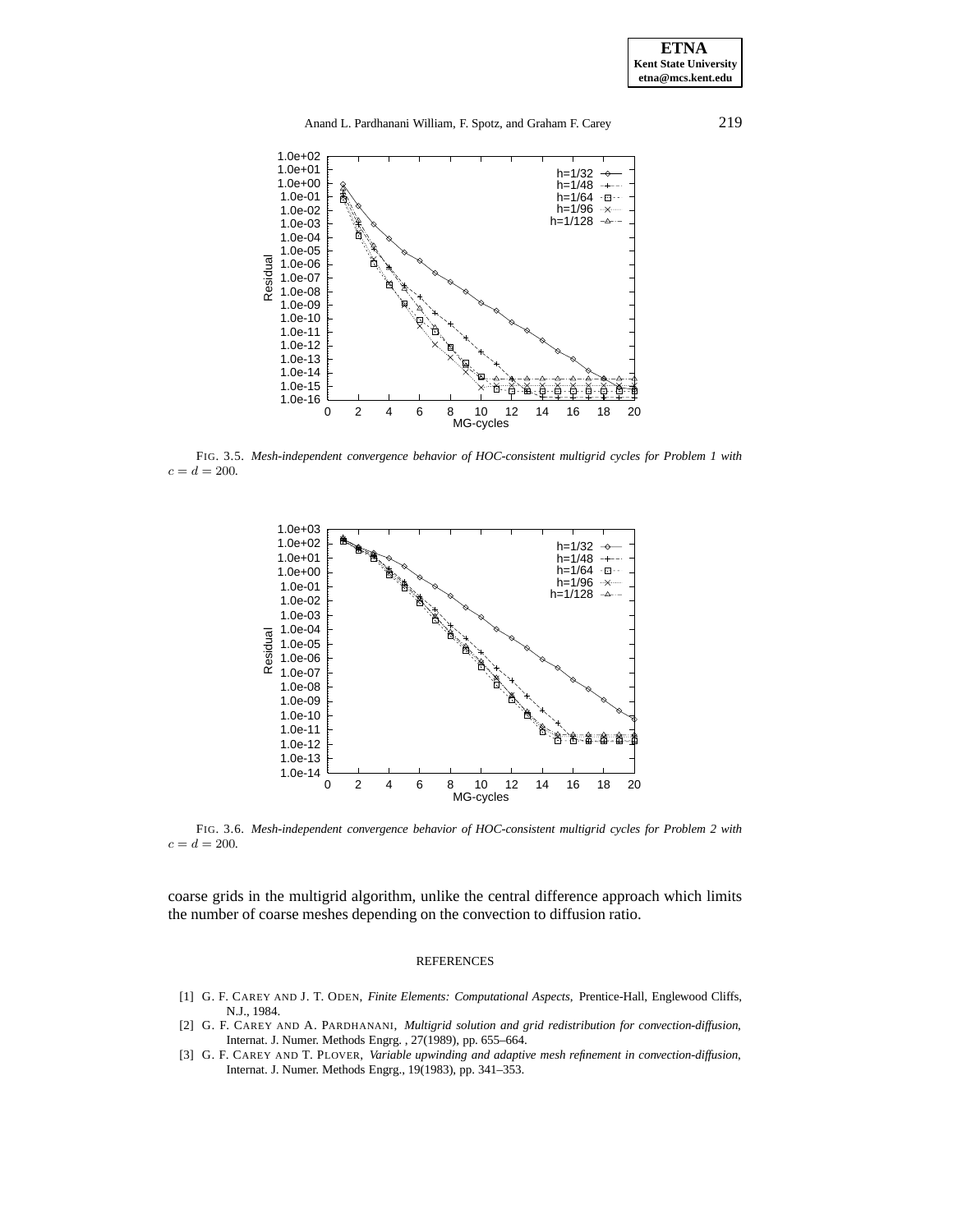FIG. 3.5. *Mesh-independent convergence behavior of HOC-consistent multigrid cycles for Problem 1 with* $c = d = 200$.

FIG. 3.6. *Mesh-independent convergence behavior of HOC-consistent multigrid cycles for Problem 2 with* $c = d = 200$.

coarse grids in the multigrid algorithm, unlike the central difference approach which limits the number of coarse meshes depending on the convection to diffusion ratio.

## REFERENCES

[1] G. F. CAREY AND J. T. ODEN, *Finite Elements: Computational Aspects,* Prentice-Hall, Englewood Cliffs, N.J., 1984.

[2] G. F. CAREY AND A. PARDHANANI, *Multigrid solution and grid redistribution for convection-diffusion,* Internat. J. Numer. Methods Engrg. , 27(1989), pp. 655–664.

[3] G. F. CAREY AND T. PLOVER, *Variable upwinding and adaptive mesh refinement in convection-diffusion,* Internat. J. Numer. Methods Engrg., 19(1983), pp. 341–353.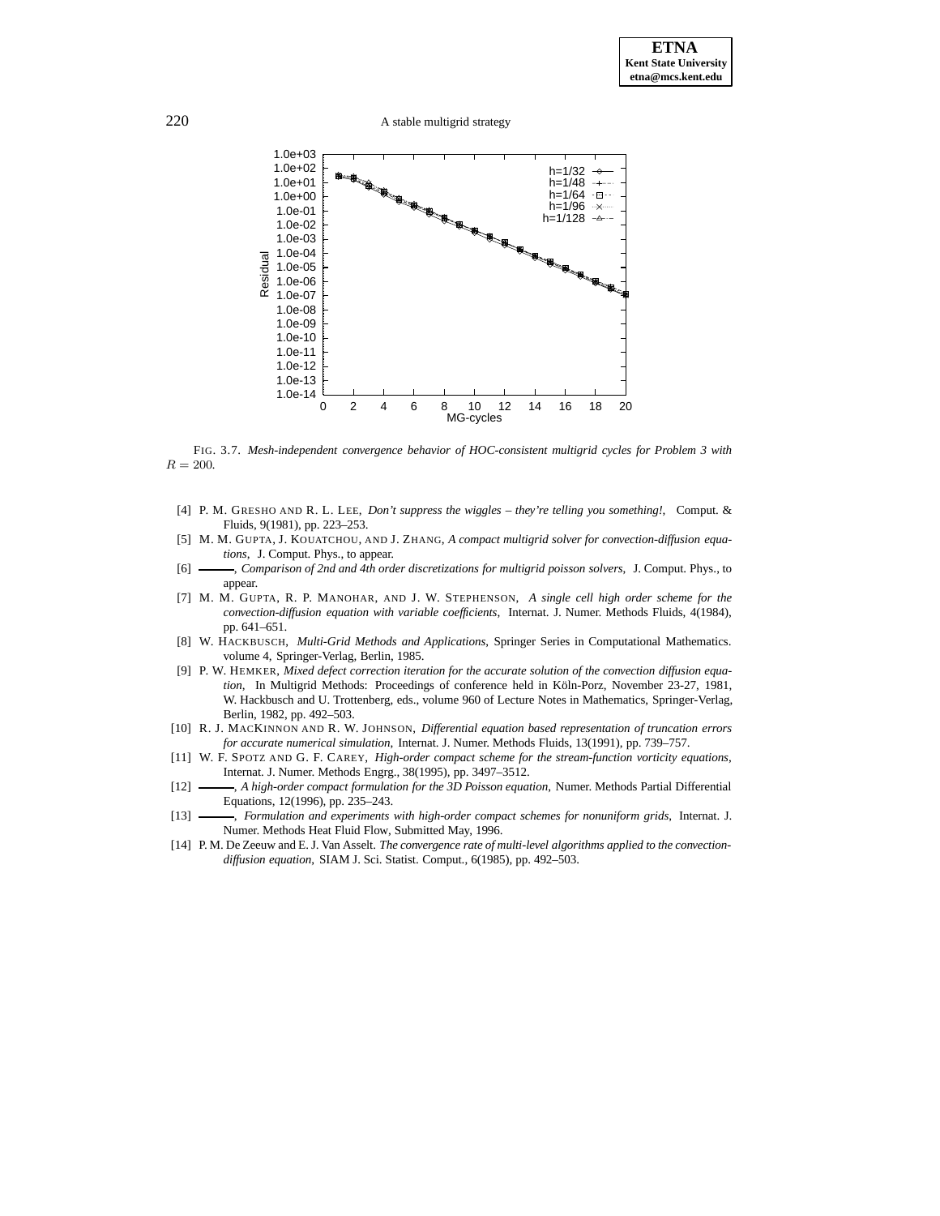FIG. 3.7. *Mesh-independent convergence behavior of HOC-consistent multigrid cycles for Problem 3 with* $R = 200$.

[4] P. M. GRESHO AND R. L. LEE, *Don't suppress the wiggles – they're telling you something!*, Comput. & Fluids, 9(1981), pp. 223–253.

[5] M. M. GUPTA, J. KOUATCHOU, AND J. ZHANG, *A compact multigrid solver for convection-diffusion equations*, J. Comput. Phys., to appear.

[6] ———, *Comparison of 2nd and 4th order discretizations for multigrid poisson solvers*, J. Comput. Phys., to appear.

[7] M. M. GUPTA, R. P. MANOHAR, AND J. W. STEPHENSON, *A single cell high order scheme for the convection-diffusion equation with variable coefficients*, Internat. J. Numer. Methods Fluids, 4(1984), pp. 641–651.

[8] W. HACKBUSCH, *Multi-Grid Methods and Applications*, Springer Series in Computational Mathematics. volume 4, Springer-Verlag, Berlin, 1985.

[9] P. W. HEMKER, *Mixed defect correction iteration for the accurate solution of the convection diffusion equation*, In Multigrid Methods: Proceedings of conference held in Köln-Porz, November 23-27, 1981, W. Hackbusch and U. Trottenberg, eds., volume 960 of Lecture Notes in Mathematics, Springer-Verlag, Berlin, 1982, pp. 492–503.

[10] R. J. MACKINNON AND R. W. JOHNSON, *Differential equation based representation of truncation errors for accurate numerical simulation*, Internat. J. Numer. Methods Fluids, 13(1991), pp. 739–757.

[11] W. F. SPOTZ AND G. F. CAREY, *High-order compact scheme for the stream-function vorticity equations*, Internat. J. Numer. Methods Engrg., 38(1995), pp. 3497–3512.

[12] ———, *A high-order compact formulation for the 3D Poisson equation*, Numer. Methods Partial Differential Equations, 12(1996), pp. 235–243.

[13] ———, *Formulation and experiments with high-order compact schemes for nonuniform grids*, Internat. J. Numer. Methods Heat Fluid Flow, Submitted May, 1996.

[14] P. M. De Zeeuw and E. J. Van Asselt. *The convergence rate of multi-level algorithms applied to the convection-diffusion equation*, SIAM J. Sci. Statist. Comput., 6(1985), pp. 492–503.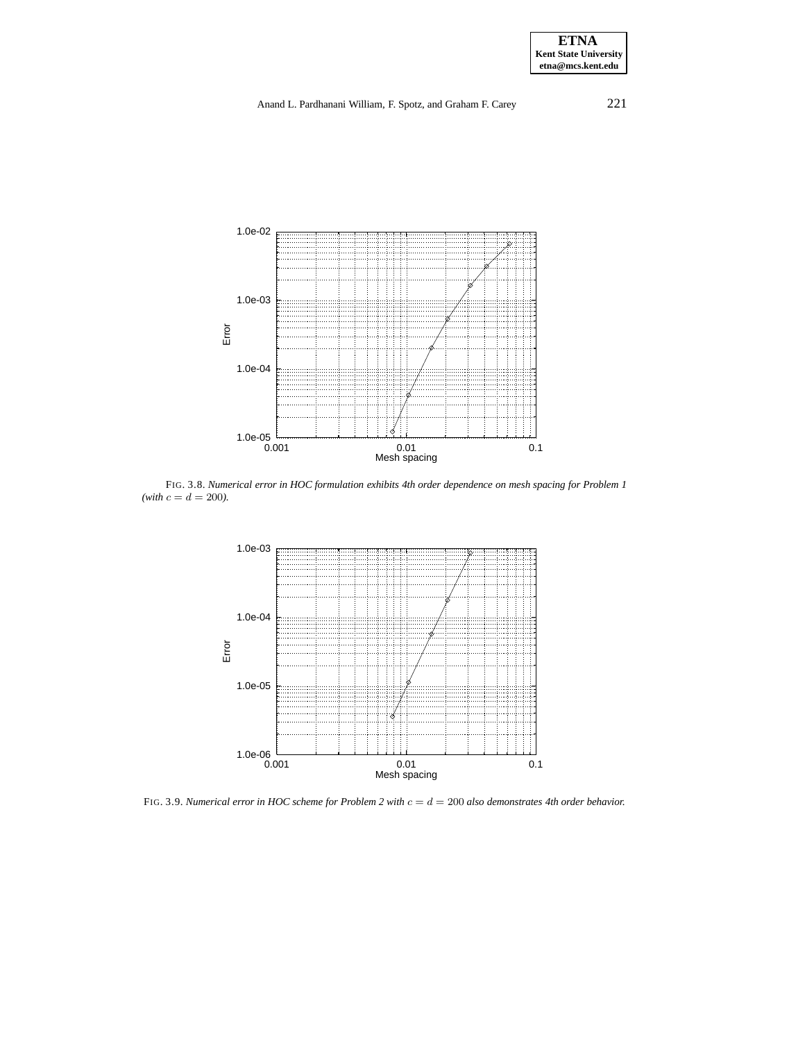FIG. 3.8. *Numerical error in HOC formulation exhibits 4th order dependence on mesh spacing for Problem 1 (with $c = d = 200$).*

FIG. 3.9. *Numerical error in HOC scheme for Problem 2 with $c = d = 200$ also demonstrates 4th order behavior.*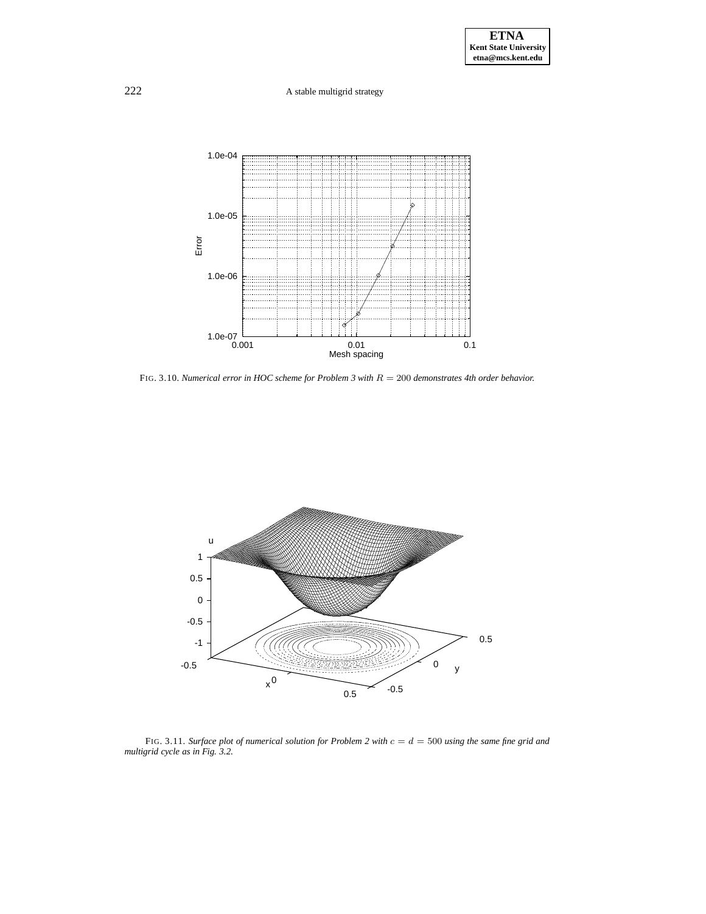FIG. 3.10. *Numerical error in HOC scheme for Problem 3 with $R = 200$ demonstrates 4th order behavior.*

FIG. 3.11. *Surface plot of numerical solution for Problem 2 with $c = d = 500$ using the same fine grid and multigrid cycle as in Fig. 3.2.*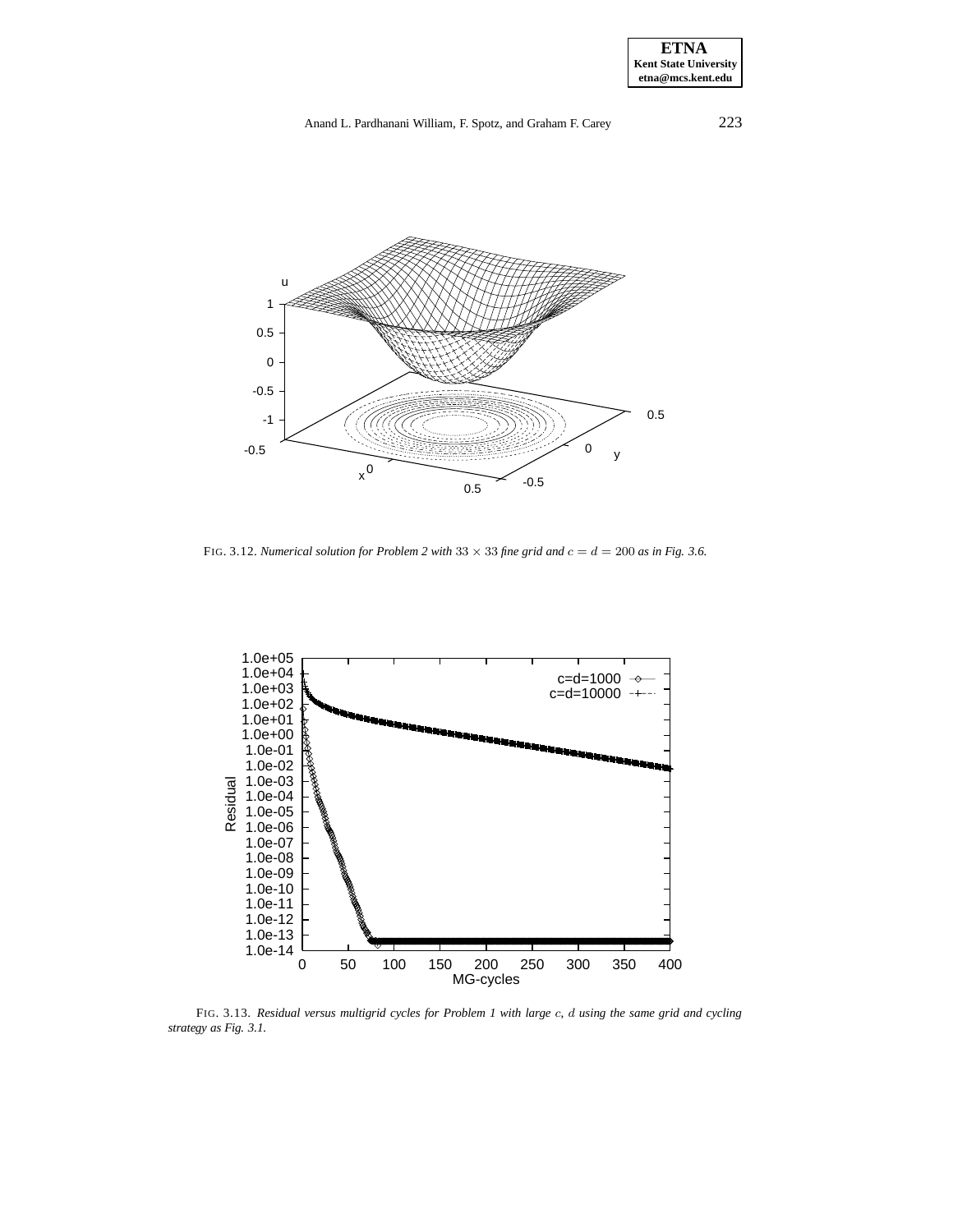u

1

0.5

0

-0.5

-1

-0.5

x 0

0.5

-0.5

0

y

0.5

FIG. 3.12. *Numerical solution for Problem 2 with $33 \times 33$ fine grid and $c = d = 200$ as in Fig. 3.6.*

Residual

1.0e+05
1.0e+04
1.0e+03
1.0e+02
1.0e+01
1.0e+00
1.0e-01
1.0e-02
1.0e-03
1.0e-04
1.0e-05
1.0e-06
1.0e-07
1.0e-08
1.0e-09
1.0e-10
1.0e-11
1.0e-12
1.0e-13
1.0e-14

0 50 100 150 200 250 300 350 400

MG-cycles

c=d=1000

c=d=10000

FIG. 3.13. *Residual versus multigrid cycles for Problem 1 with large $c$, $d$ using the same grid and cycling strategy as Fig. 3.1.*